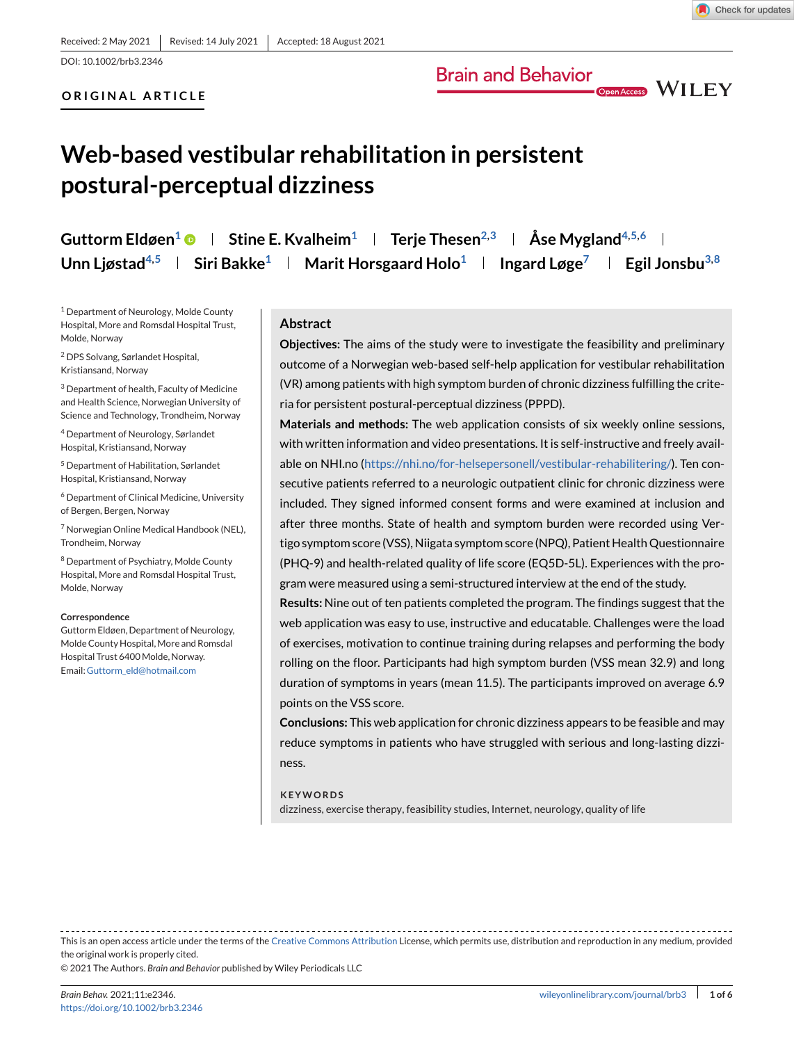Received: 2 May 2021 | Revised: 14 July 2021 | Accepted: 18 August 2021

DOI: 10.1002/brb3.2346

**ORIGINAL ARTICLE**

# Web-based vestibular rehabilitation in persistent postural-perceptual dizziness

**Guttorm Eldøen[1] | Stine E. Kvalheim[1] | Terje Thesen[2,3] | Åse Mygland[4,5,6] | Unn Ljøstad[4,5] | Siri Bakke[1] | Marit Horsgaard Holo[1] | Ingard Løge[7] | Egil Jonsbu[3,8]**

[1] Department of Neurology, Molde County Hospital, More and Romsdal Hospital Trust, Molde, Norway

[2] DPS Solvang, Sørlandet Hospital, Kristiansand, Norway

[3] Department of health, Faculty of Medicine and Health Science, Norwegian University of Science and Technology, Trondheim, Norway

[4] Department of Neurology, Sørlandet Hospital, Kristiansand, Norway

[5] Department of Habilitation, Sørlandet Hospital, Kristiansand, Norway

[6] Department of Clinical Medicine, University of Bergen, Bergen, Norway

[7] Norwegian Online Medical Handbook (NEL), Trondheim, Norway

[8] Department of Psychiatry, Molde County Hospital, More and Romsdal Hospital Trust, Molde, Norway

**Correspondence**

Guttorm Eldøen, Department of Neurology, Molde County Hospital, More and Romsdal Hospital Trust 6400 Molde, Norway.
Email: Guttorm_eld@hotmail.com

## Abstract

**Objectives:** The aims of the study were to investigate the feasibility and preliminary outcome of a Norwegian web-based self-help application for vestibular rehabilitation (VR) among patients with high symptom burden of chronic dizziness fulfilling the criteria for persistent postural-perceptual dizziness (PPPD).

**Materials and methods:** The web application consists of six weekly online sessions, with written information and video presentations. It is self-instructive and freely available on NHI.no (https://nhi.no/for-helsepersonell/vestibular-rehabilitering/). Ten consecutive patients referred to a neurologic outpatient clinic for chronic dizziness were included. They signed informed consent forms and were examined at inclusion and after three months. State of health and symptom burden were recorded using Vertigo symptom score (VSS), Niigata symptom score (NPQ), Patient Health Questionnaire (PHQ-9) and health-related quality of life score (EQ5D-5L). Experiences with the program were measured using a semi-structured interview at the end of the study.

**Results:** Nine out of ten patients completed the program. The findings suggest that the web application was easy to use, instructive and educatable. Challenges were the load of exercises, motivation to continue training during relapses and performing the body rolling on the floor. Participants had high symptom burden (VSS mean 32.9) and long duration of symptoms in years (mean 11.5). The participants improved on average 6.9 points on the VSS score.

**Conclusions:** This web application for chronic dizziness appears to be feasible and may reduce symptoms in patients who have struggled with serious and long-lasting dizziness.

**KEYWORDS**

dizziness, exercise therapy, feasibility studies, Internet, neurology, quality of life

---

This is an open access article under the terms of the Creative Commons Attribution License, which permits use, distribution and reproduction in any medium, provided the original work is properly cited.

© 2021 The Authors. *Brain and Behavior* published by Wiley Periodicals LLC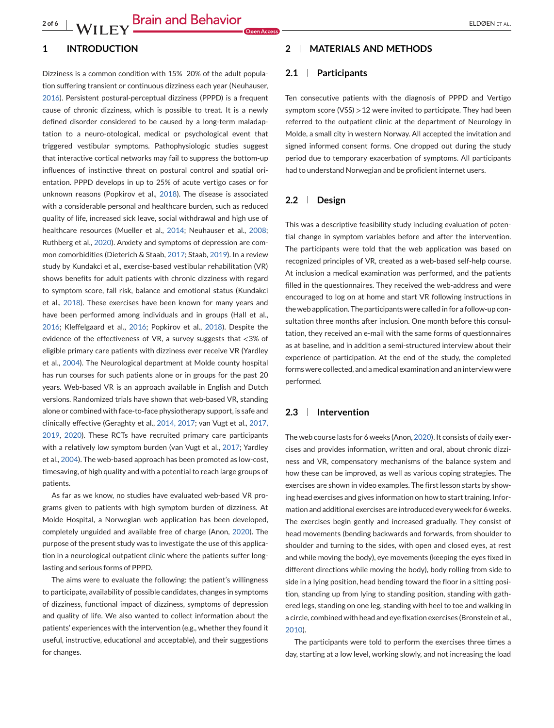## 1 | INTRODUCTION

Dizziness is a common condition with 15%–20% of the adult population suffering transient or continuous dizziness each year (Neuhauser, 2016). Persistent postural-perceptual dizziness (PPPD) is a frequent cause of chronic dizziness, which is possible to treat. It is a newly defined disorder considered to be caused by a long-term maladaptation to a neuro-otological, medical or psychological event that triggered vestibular symptoms. Pathophysiologic studies suggest that interactive cortical networks may fail to suppress the bottom-up influences of instinctive threat on postural control and spatial orientation. PPPD develops in up to 25% of acute vertigo cases or for unknown reasons (Popkirov et al., 2018). The disease is associated with a considerable personal and healthcare burden, such as reduced quality of life, increased sick leave, social withdrawal and high use of healthcare resources (Mueller et al., 2014; Neuhauser et al., 2008; Ruthberg et al., 2020). Anxiety and symptoms of depression are common comorbidities (Dieterich & Staab, 2017; Staab, 2019). In a review study by Kundakci et al., exercise-based vestibular rehabilitation (VR) shows benefits for adult patients with chronic dizziness with regard to symptom score, fall risk, balance and emotional status (Kundakci et al., 2018). These exercises have been known for many years and have been performed among individuals and in groups (Hall et al., 2016; Kleffelgaard et al., 2016; Popkirov et al., 2018). Despite the evidence of the effectiveness of VR, a survey suggests that <3% of eligible primary care patients with dizziness ever receive VR (Yardley et al., 2004). The Neurological department at Molde county hospital has run courses for such patients alone or in groups for the past 20 years. Web-based VR is an approach available in English and Dutch versions. Randomized trials have shown that web-based VR, standing alone or combined with face-to-face physiotherapy support, is safe and clinically effective (Geraghty et al., 2014, 2017; van Vugt et al., 2017, 2019, 2020). These RCTs have recruited primary care participants with a relatively low symptom burden (van Vugt et al., 2017; Yardley et al., 2004). The web-based approach has been promoted as low-cost, timesaving, of high quality and with a potential to reach large groups of patients.

As far as we know, no studies have evaluated web-based VR programs given to patients with high symptom burden of dizziness. At Molde Hospital, a Norwegian web application has been developed, completely unguided and available free of charge (Anon, 2020). The purpose of the present study was to investigate the use of this application in a neurological outpatient clinic where the patients suffer long-lasting and serious forms of PPPD.

The aims were to evaluate the following: the patient's willingness to participate, availability of possible candidates, changes in symptoms of dizziness, functional impact of dizziness, symptoms of depression and quality of life. We also wanted to collect information about the patients' experiences with the intervention (e.g., whether they found it useful, instructive, educational and acceptable), and their suggestions for changes.

## 2 | MATERIALS AND METHODS

### 2.1 | Participants

Ten consecutive patients with the diagnosis of PPPD and Vertigo symptom score (VSS) >12 were invited to participate. They had been referred to the outpatient clinic at the department of Neurology in Molde, a small city in western Norway. All accepted the invitation and signed informed consent forms. One dropped out during the study period due to temporary exacerbation of symptoms. All participants had to understand Norwegian and be proficient internet users.

### 2.2 | Design

This was a descriptive feasibility study including evaluation of potential change in symptom variables before and after the intervention. The participants were told that the web application was based on recognized principles of VR, created as a web-based self-help course. At inclusion a medical examination was performed, and the patients filled in the questionnaires. They received the web-address and were encouraged to log on at home and start VR following instructions in the web application. The participants were called in for a follow-up consultation three months after inclusion. One month before this consultation, they received an e-mail with the same forms of questionnaires as at baseline, and in addition a semi-structured interview about their experience of participation. At the end of the study, the completed forms were collected, and a medical examination and an interview were performed.

### 2.3 | Intervention

The web course lasts for 6 weeks (Anon, 2020). It consists of daily exercises and provides information, written and oral, about chronic dizziness and VR, compensatory mechanisms of the balance system and how these can be improved, as well as various coping strategies. The exercises are shown in video examples. The first lesson starts by showing head exercises and gives information on how to start training. Information and additional exercises are introduced every week for 6 weeks. The exercises begin gently and increased gradually. They consist of head movements (bending backwards and forwards, from shoulder to shoulder and turning to the sides, with open and closed eyes, at rest and while moving the body), eye movements (keeping the eyes fixed in different directions while moving the body), body rolling from side to side in a lying position, head bending toward the floor in a sitting position, standing up from lying to standing position, standing with gathered legs, standing on one leg, standing with heel to toe and walking in a circle, combined with head and eye fixation exercises (Bronstein et al., 2010).

The participants were told to perform the exercises three times a day, starting at a low level, working slowly, and not increasing the load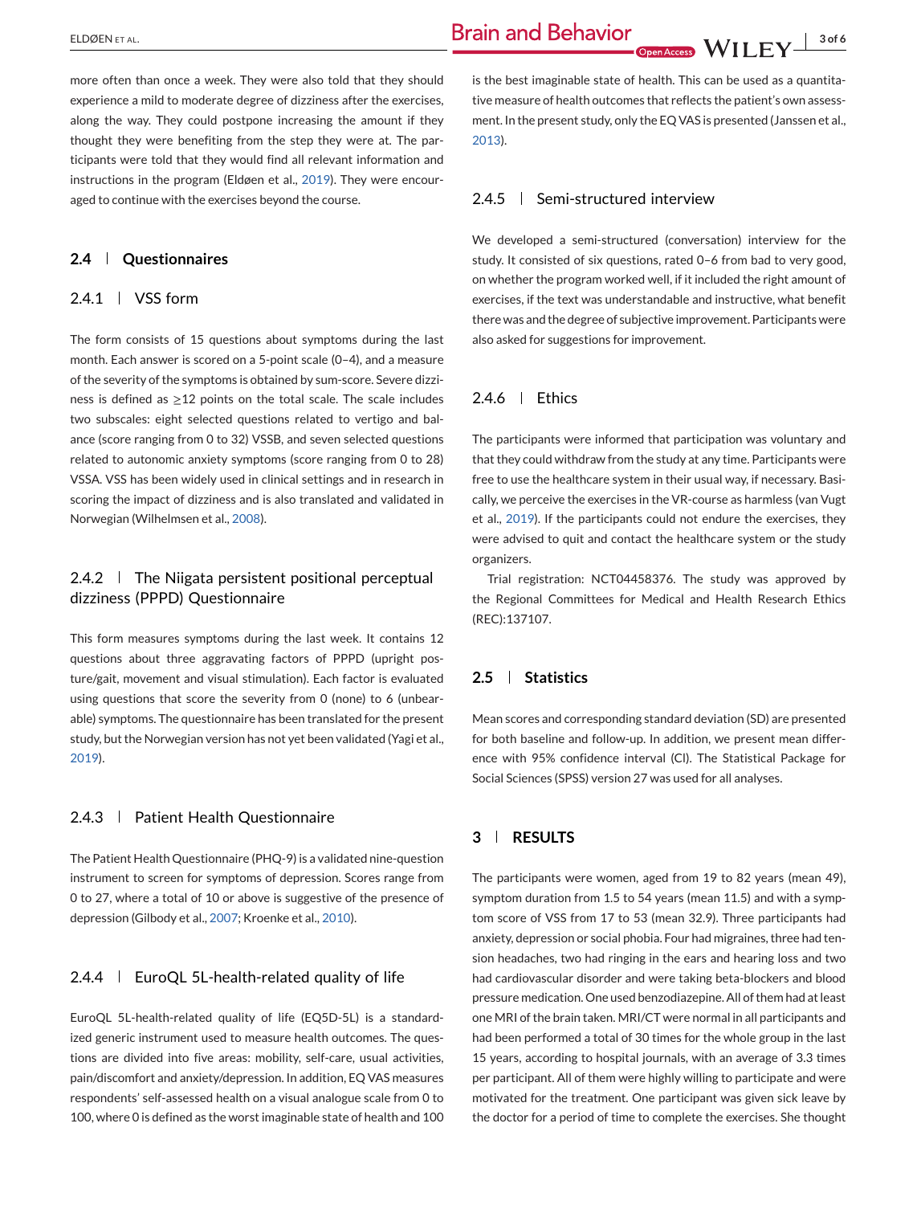more often than once a week. They were also told that they should experience a mild to moderate degree of dizziness after the exercises, along the way. They could postpone increasing the amount if they thought they were benefiting from the step they were at. The participants were told that they would find all relevant information and instructions in the program (Eldøen et al., 2019). They were encouraged to continue with the exercises beyond the course.

## 2.4 | Questionnaires

### 2.4.1 | VSS form

The form consists of 15 questions about symptoms during the last month. Each answer is scored on a 5-point scale (0–4), and a measure of the severity of the symptoms is obtained by sum-score. Severe dizziness is defined as ≥12 points on the total scale. The scale includes two subscales: eight selected questions related to vertigo and balance (score ranging from 0 to 32) VSSB, and seven selected questions related to autonomic anxiety symptoms (score ranging from 0 to 28) VSSA. VSS has been widely used in clinical settings and in research in scoring the impact of dizziness and is also translated and validated in Norwegian (Wilhelmsen et al., 2008).

### 2.4.2 | The Niigata persistent positional perceptual dizziness (PPPD) Questionnaire

This form measures symptoms during the last week. It contains 12 questions about three aggravating factors of PPPD (upright posture/gait, movement and visual stimulation). Each factor is evaluated using questions that score the severity from 0 (none) to 6 (unbearable) symptoms. The questionnaire has been translated for the present study, but the Norwegian version has not yet been validated (Yagi et al., 2019).

### 2.4.3 | Patient Health Questionnaire

The Patient Health Questionnaire (PHQ-9) is a validated nine-question instrument to screen for symptoms of depression. Scores range from 0 to 27, where a total of 10 or above is suggestive of the presence of depression (Gilbody et al., 2007; Kroenke et al., 2010).

### 2.4.4 | EuroQL 5L-health-related quality of life

EuroQL 5L-health-related quality of life (EQ5D-5L) is a standardized generic instrument used to measure health outcomes. The questions are divided into five areas: mobility, self-care, usual activities, pain/discomfort and anxiety/depression. In addition, EQ VAS measures respondents' self-assessed health on a visual analogue scale from 0 to 100, where 0 is defined as the worst imaginable state of health and 100 is the best imaginable state of health. This can be used as a quantitative measure of health outcomes that reflects the patient's own assessment. In the present study, only the EQ VAS is presented (Janssen et al., 2013).

### 2.4.5 | Semi-structured interview

We developed a semi-structured (conversation) interview for the study. It consisted of six questions, rated 0–6 from bad to very good, on whether the program worked well, if it included the right amount of exercises, if the text was understandable and instructive, what benefit there was and the degree of subjective improvement. Participants were also asked for suggestions for improvement.

### 2.4.6 | Ethics

The participants were informed that participation was voluntary and that they could withdraw from the study at any time. Participants were free to use the healthcare system in their usual way, if necessary. Basically, we perceive the exercises in the VR-course as harmless (van Vugt et al., 2019). If the participants could not endure the exercises, they were advised to quit and contact the healthcare system or the study organizers.

Trial registration: NCT04458376. The study was approved by the Regional Committees for Medical and Health Research Ethics (REC):137107.

## 2.5 | Statistics

Mean scores and corresponding standard deviation (SD) are presented for both baseline and follow-up. In addition, we present mean difference with 95% confidence interval (CI). The Statistical Package for Social Sciences (SPSS) version 27 was used for all analyses.

# 3 | RESULTS

The participants were women, aged from 19 to 82 years (mean 49), symptom duration from 1.5 to 54 years (mean 11.5) and with a symptom score of VSS from 17 to 53 (mean 32.9). Three participants had anxiety, depression or social phobia. Four had migraines, three had tension headaches, two had ringing in the ears and hearing loss and two had cardiovascular disorder and were taking beta-blockers and blood pressure medication. One used benzodiazepine. All of them had at least one MRI of the brain taken. MRI/CT were normal in all participants and had been performed a total of 30 times for the whole group in the last 15 years, according to hospital journals, with an average of 3.3 times per participant. All of them were highly willing to participate and were motivated for the treatment. One participant was given sick leave by the doctor for a period of time to complete the exercises. She thought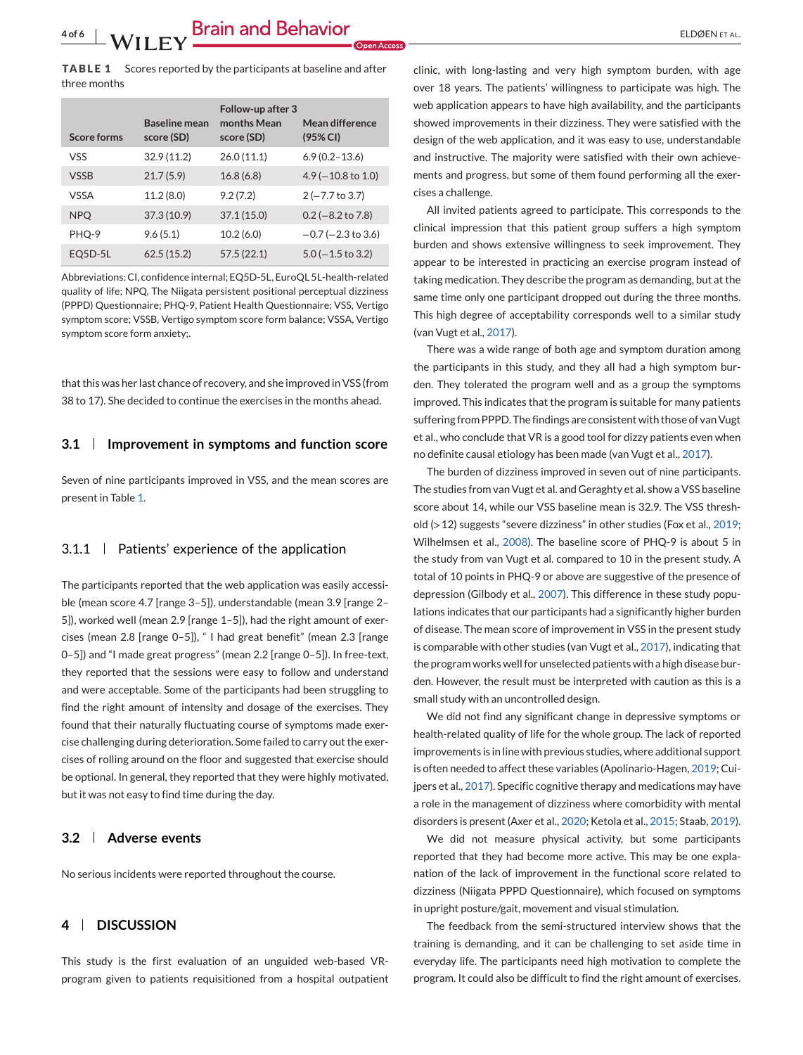**TABLE 1** Scores reported by the participants at baseline and after three months

| Score forms | Baseline mean score (SD) | Follow-up after 3 months Mean score (SD) | Mean difference (95% CI) |
|---|---|---|---|
| VSS | 32.9 (11.2) | 26.0 (11.1) | 6.9 (0.2–13.6) |
| VSSB | 21.7 (5.9) | 16.8 (6.8) | 4.9 (−10.8 to 1.0) |
| VSSA | 11.2 (8.0) | 9.2 (7.2) | 2 (−7.7 to 3.7) |
| NPQ | 37.3 (10.9) | 37.1 (15.0) | 0.2 (−8.2 to 7.8) |
| PHQ-9 | 9.6 (5.1) | 10.2 (6.0) | −0.7 (−2.3 to 3.6) |
| EQ5D-5L | 62.5 (15.2) | 57.5 (22.1) | 5.0 (−1.5 to 3.2) |

Abbreviations: CI, confidence internal; EQ5D-5L, EuroQL 5L-health-related quality of life; NPQ, The Niigata persistent positional perceptual dizziness (PPPD) Questionnaire; PHQ-9, Patient Health Questionnaire; VSS, Vertigo symptom score; VSSB, Vertigo symptom score form balance; VSSA, Vertigo symptom score form anxiety;.

that this was her last chance of recovery, and she improved in VSS (from 38 to 17). She decided to continue the exercises in the months ahead.

## 3.1 | Improvement in symptoms and function score

Seven of nine participants improved in VSS, and the mean scores are present in Table 1.

### 3.1.1 | Patients' experience of the application

The participants reported that the web application was easily accessible (mean score 4.7 [range 3–5]), understandable (mean 3.9 [range 2–5]), worked well (mean 2.9 [range 1–5]), had the right amount of exercises (mean 2.8 [range 0–5]), " I had great benefit" (mean 2.3 [range 0–5]) and "I made great progress" (mean 2.2 [range 0–5]). In free-text, they reported that the sessions were easy to follow and understand and were acceptable. Some of the participants had been struggling to find the right amount of intensity and dosage of the exercises. They found that their naturally fluctuating course of symptoms made exercise challenging during deterioration. Some failed to carry out the exercises of rolling around on the floor and suggested that exercise should be optional. In general, they reported that they were highly motivated, but it was not easy to find time during the day.

## 3.2 | Adverse events

No serious incidents were reported throughout the course.

# 4 | DISCUSSION

This study is the first evaluation of an unguided web-based VR-program given to patients requisitioned from a hospital outpatient clinic, with long-lasting and very high symptom burden, with age over 18 years. The patients' willingness to participate was high. The web application appears to have high availability, and the participants showed improvements in their dizziness. They were satisfied with the design of the web application, and it was easy to use, understandable and instructive. The majority were satisfied with their own achievements and progress, but some of them found performing all the exercises a challenge.

All invited patients agreed to participate. This corresponds to the clinical impression that this patient group suffers a high symptom burden and shows extensive willingness to seek improvement. They appear to be interested in practicing an exercise program instead of taking medication. They describe the program as demanding, but at the same time only one participant dropped out during the three months. This high degree of acceptability corresponds well to a similar study (van Vugt et al., 2017).

There was a wide range of both age and symptom duration among the participants in this study, and they all had a high symptom burden. They tolerated the program well and as a group the symptoms improved. This indicates that the program is suitable for many patients suffering from PPPD. The findings are consistent with those of van Vugt et al., who conclude that VR is a good tool for dizzy patients even when no definite causal etiology has been made (van Vugt et al., 2017).

The burden of dizziness improved in seven out of nine participants. The studies from van Vugt et al. and Geraghty et al. show a VSS baseline score about 14, while our VSS baseline mean is 32.9. The VSS threshold (> 12) suggests "severe dizziness" in other studies (Fox et al., 2019; Wilhelmsen et al., 2008). The baseline score of PHQ-9 is about 5 in the study from van Vugt et al. compared to 10 in the present study. A total of 10 points in PHQ-9 or above are suggestive of the presence of depression (Gilbody et al., 2007). This difference in these study populations indicates that our participants had a significantly higher burden of disease. The mean score of improvement in VSS in the present study is comparable with other studies (van Vugt et al., 2017), indicating that the program works well for unselected patients with a high disease burden. However, the result must be interpreted with caution as this is a small study with an uncontrolled design.

We did not find any significant change in depressive symptoms or health-related quality of life for the whole group. The lack of reported improvements is in line with previous studies, where additional support is often needed to affect these variables (Apolinario-Hagen, 2019; Cuijpers et al., 2017). Specific cognitive therapy and medications may have a role in the management of dizziness where comorbidity with mental disorders is present (Axer et al., 2020; Ketola et al., 2015; Staab, 2019).

We did not measure physical activity, but some participants reported that they had become more active. This may be one explanation of the lack of improvement in the functional score related to dizziness (Niigata PPPD Questionnaire), which focused on symptoms in upright posture/gait, movement and visual stimulation.

The feedback from the semi-structured interview shows that the training is demanding, and it can be challenging to set aside time in everyday life. The participants need high motivation to complete the program. It could also be difficult to find the right amount of exercises.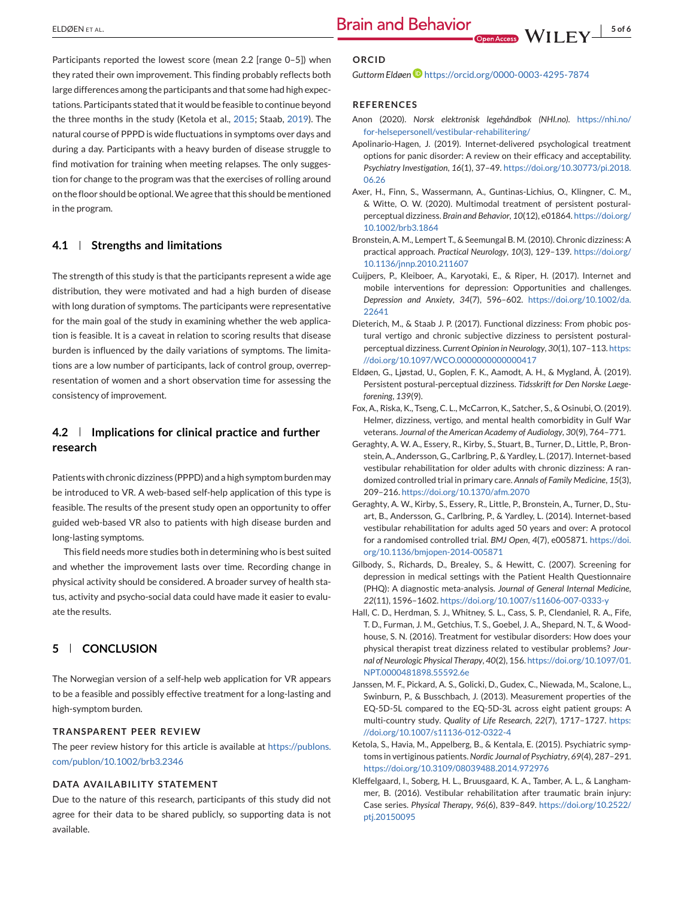Participants reported the lowest score (mean 2.2 [range 0–5]) when they rated their own improvement. This finding probably reflects both large differences among the participants and that some had high expectations. Participants stated that it would be feasible to continue beyond the three months in the study (Ketola et al., 2015; Staab, 2019). The natural course of PPPD is wide fluctuations in symptoms over days and during a day. Participants with a heavy burden of disease struggle to find motivation for training when meeting relapses. The only suggestion for change to the program was that the exercises of rolling around on the floor should be optional. We agree that this should be mentioned in the program.

### 4.1 | Strengths and limitations

The strength of this study is that the participants represent a wide age distribution, they were motivated and had a high burden of disease with long duration of symptoms. The participants were representative for the main goal of the study in examining whether the web application is feasible. It is a caveat in relation to scoring results that disease burden is influenced by the daily variations of symptoms. The limitations are a low number of participants, lack of control group, overrepresentation of women and a short observation time for assessing the consistency of improvement.

### 4.2 | Implications for clinical practice and further research

Patients with chronic dizziness (PPPD) and a high symptom burden may be introduced to VR. A web-based self-help application of this type is feasible. The results of the present study open an opportunity to offer guided web-based VR also to patients with high disease burden and long-lasting symptoms.

This field needs more studies both in determining who is best suited and whether the improvement lasts over time. Recording change in physical activity should be considered. A broader survey of health status, activity and psycho-social data could have made it easier to evaluate the results.

## 5 | CONCLUSION

The Norwegian version of a self-help web application for VR appears to be a feasible and possibly effective treatment for a long-lasting and high-symptom burden.

### TRANSPARENT PEER REVIEW

The peer review history for this article is available at https://publons.com/publon/10.1002/brb3.2346

### DATA AVAILABILITY STATEMENT

Due to the nature of this research, participants of this study did not agree for their data to be shared publicly, so supporting data is not available.

### ORCID

*Guttorm Eldøen* https://orcid.org/0000-0003-4295-7874

### REFERENCES

Anon (2020). *Norsk elektronisk legehåndbok (NHI.no)*. https://nhi.no/for-helsepersonell/vestibular-rehabilitering/

Apolinario-Hagen, J. (2019). Internet-delivered psychological treatment options for panic disorder: A review on their efficacy and acceptability. *Psychiatry Investigation*, *16*(1), 37–49. https://doi.org/10.30773/pi.2018.06.26

Axer, H., Finn, S., Wassermann, A., Guntinas-Lichius, O., Klingner, C. M., & Witte, O. W. (2020). Multimodal treatment of persistent postural-perceptual dizziness. *Brain and Behavior*, *10*(12), e01864. https://doi.org/10.1002/brb3.1864

Bronstein, A. M., Lempert T., & Seemungal B. M. (2010). Chronic dizziness: A practical approach. *Practical Neurology*, *10*(3), 129–139. https://doi.org/10.1136/jnnp.2010.211607

Cuijpers, P., Kleiboer, A., Karyotaki, E., & Riper, H. (2017). Internet and mobile interventions for depression: Opportunities and challenges. *Depression and Anxiety*, *34*(7), 596–602. https://doi.org/10.1002/da.22641

Dieterich, M., & Staab J. P. (2017). Functional dizziness: From phobic postural vertigo and chronic subjective dizziness to persistent postural-perceptual dizziness. *Current Opinion in Neurology*, *30*(1), 107–113. https://doi.org/10.1097/WCO.0000000000000417

Eldøen, G., Ljøstad, U., Goplen, F. K., Aamodt, A. H., & Mygland, Å. (2019). Persistent postural-perceptual dizziness. *Tidsskrift for Den Norske Laegeforening*, *139*(9).

Fox, A., Riska, K., Tseng, C. L., McCarron, K., Satcher, S., & Osinubi, O. (2019). Helmer, dizziness, vertigo, and mental health comorbidity in Gulf War veterans. *Journal of the American Academy of Audiology*, *30*(9), 764–771.

Geraghty, A. W. A., Essery, R., Kirby, S., Stuart, B., Turner, D., Little, P., Bronstein, A., Andersson, G., Carlbring, P., & Yardley, L. (2017). Internet-based vestibular rehabilitation for older adults with chronic dizziness: A randomized controlled trial in primary care. *Annals of Family Medicine*, *15*(3), 209–216. https://doi.org/10.1370/afm.2070

Geraghty, A. W., Kirby, S., Essery, R., Little, P., Bronstein, A., Turner, D., Stuart, B., Andersson, G., Carlbring, P., & Yardley, L. (2014). Internet-based vestibular rehabilitation for adults aged 50 years and over: A protocol for a randomised controlled trial. *BMJ Open*, *4*(7), e005871. https://doi.org/10.1136/bmjopen-2014-005871

Gilbody, S., Richards, D., Brealey, S., & Hewitt, C. (2007). Screening for depression in medical settings with the Patient Health Questionnaire (PHQ): A diagnostic meta-analysis. *Journal of General Internal Medicine*, *22*(11), 1596–1602. https://doi.org/10.1007/s11606-007-0333-y

Hall, C. D., Herdman, S. J., Whitney, S. L., Cass, S. P., Clendaniel, R. A., Fife, T. D., Furman, J. M., Getchius, T. S., Goebel, J. A., Shepard, N. T., & Woodhouse, S. N. (2016). Treatment for vestibular disorders: How does your physical therapist treat dizziness related to vestibular problems? *Journal of Neurologic Physical Therapy*, *40*(2), 156. https://doi.org/10.1097/01.NPT.0000481898.55592.6e

Janssen, M. F., Pickard, A. S., Golicki, D., Gudex, C., Niewada, M., Scalone, L., Swinburn, P., & Busschbach, J. (2013). Measurement properties of the EQ-5D-5L compared to the EQ-5D-3L across eight patient groups: A multi-country study. *Quality of Life Research*, *22*(7), 1717–1727. https://doi.org/10.1007/s11136-012-0322-4

Ketola, S., Havia, M., Appelberg, B., & Kentala, E. (2015). Psychiatric symptoms in vertiginous patients. *Nordic Journal of Psychiatry*, *69*(4), 287–291. https://doi.org/10.3109/08039488.2014.972976

Kleffelgaard, I., Soberg, H. L., Bruusgaard, K. A., Tamber, A. L., & Langhammer, B. (2016). Vestibular rehabilitation after traumatic brain injury: Case series. *Physical Therapy*, *96*(6), 839–849. https://doi.org/10.2522/ptj.20150095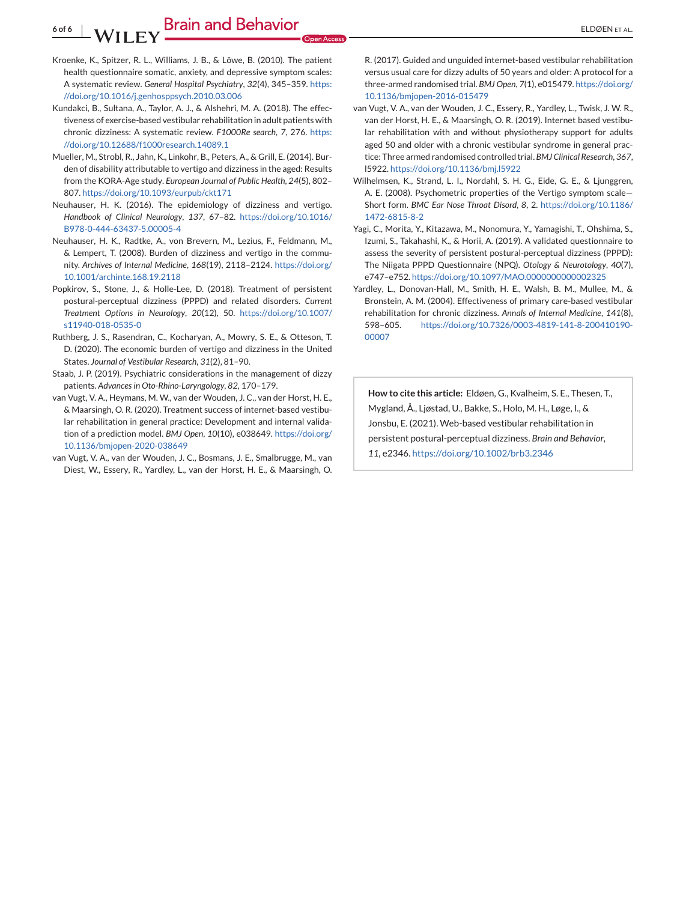Kroenke, K., Spitzer, R. L., Williams, J. B., & Löwe, B. (2010). The patient health questionnaire somatic, anxiety, and depressive symptom scales: A systematic review. *General Hospital Psychiatry*, *32*(4), 345–359. https://doi.org/10.1016/j.genhosppsych.2010.03.006

Kundakci, B., Sultana, A., Taylor, A. J., & Alshehri, M. A. (2018). The effectiveness of exercise-based vestibular rehabilitation in adult patients with chronic dizziness: A systematic review. *F1000Re search*, *7*, 276. https://doi.org/10.12688/f1000research.14089.1

Mueller, M., Strobl, R., Jahn, K., Linkohr, B., Peters, A., & Grill, E. (2014). Burden of disability attributable to vertigo and dizziness in the aged: Results from the KORA-Age study. *European Journal of Public Health*, *24*(5), 802–807. https://doi.org/10.1093/eurpub/ckt171

Neuhauser, H. K. (2016). The epidemiology of dizziness and vertigo. *Handbook of Clinical Neurology*, *137*, 67–82. https://doi.org/10.1016/B978-0-444-63437-5.00005-4

Neuhauser, H. K., Radtke, A., von Brevern, M., Lezius, F., Feldmann, M., & Lempert, T. (2008). Burden of dizziness and vertigo in the community. *Archives of Internal Medicine*, *168*(19), 2118–2124. https://doi.org/10.1001/archinte.168.19.2118

Popkirov, S., Stone, J., & Holle-Lee, D. (2018). Treatment of persistent postural-perceptual dizziness (PPPD) and related disorders. *Current Treatment Options in Neurology*, *20*(12), 50. https://doi.org/10.1007/s11940-018-0535-0

Ruthberg, J. S., Rasendran, C., Kocharyan, A., Mowry, S. E., & Otteson, T. D. (2020). The economic burden of vertigo and dizziness in the United States. *Journal of Vestibular Research*, *31*(2), 81–90.

Staab, J. P. (2019). Psychiatric considerations in the management of dizzy patients. *Advances in Oto-Rhino-Laryngology*, *82*, 170–179.

van Vugt, V. A., Heymans, M. W., van der Wouden, J. C., van der Horst, H. E., & Maarsingh, O. R. (2020). Treatment success of internet-based vestibular rehabilitation in general practice: Development and internal validation of a prediction model. *BMJ Open*, *10*(10), e038649. https://doi.org/10.1136/bmjopen-2020-038649

van Vugt, V. A., van der Wouden, J. C., Bosmans, J. E., Smalbrugge, M., van Diest, W., Essery, R., Yardley, L., van der Horst, H. E., & Maarsingh, O. R. (2017). Guided and unguided internet-based vestibular rehabilitation versus usual care for dizzy adults of 50 years and older: A protocol for a three-armed randomised trial. *BMJ Open*, *7*(1), e015479. https://doi.org/10.1136/bmjopen-2016-015479

van Vugt, V. A., van der Wouden, J. C., Essery, R., Yardley, L., Twisk, J. W. R., van der Horst, H. E., & Maarsingh, O. R. (2019). Internet based vestibular rehabilitation with and without physiotherapy support for adults aged 50 and older with a chronic vestibular syndrome in general practice: Three armed randomised controlled trial. *BMJ Clinical Research*, *367*, l5922. https://doi.org/10.1136/bmj.l5922

Wilhelmsen, K., Strand, L. I., Nordahl, S. H. G., Eide, G. E., & Ljunggren, A. E. (2008). Psychometric properties of the Vertigo symptom scale—Short form. *BMC Ear Nose Throat Disord*, *8*, 2. https://doi.org/10.1186/1472-6815-8-2

Yagi, C., Morita, Y., Kitazawa, M., Nonomura, Y., Yamagishi, T., Ohshima, S., Izumi, S., Takahashi, K., & Horii, A. (2019). A validated questionnaire to assess the severity of persistent postural-perceptual dizziness (PPPD): The Niigata PPPD Questionnaire (NPQ). *Otology & Neurotology*, *40*(7), e747–e752. https://doi.org/10.1097/MAO.0000000000002325

Yardley, L., Donovan-Hall, M., Smith, H. E., Walsh, B. M., Mullee, M., & Bronstein, A. M. (2004). Effectiveness of primary care-based vestibular rehabilitation for chronic dizziness. *Annals of Internal Medicine*, *141*(8), 598–605. https://doi.org/10.7326/0003-4819-141-8-200410190-00007

**How to cite this article:** Eldøen, G., Kvalheim, S. E., Thesen, T., Mygland, Å., Ljøstad, U., Bakke, S., Holo, M. H., Løge, I., & Jonsbu, E. (2021). Web-based vestibular rehabilitation in persistent postural-perceptual dizziness. *Brain and Behavior*, *11*, e2346. https://doi.org/10.1002/brb3.2346